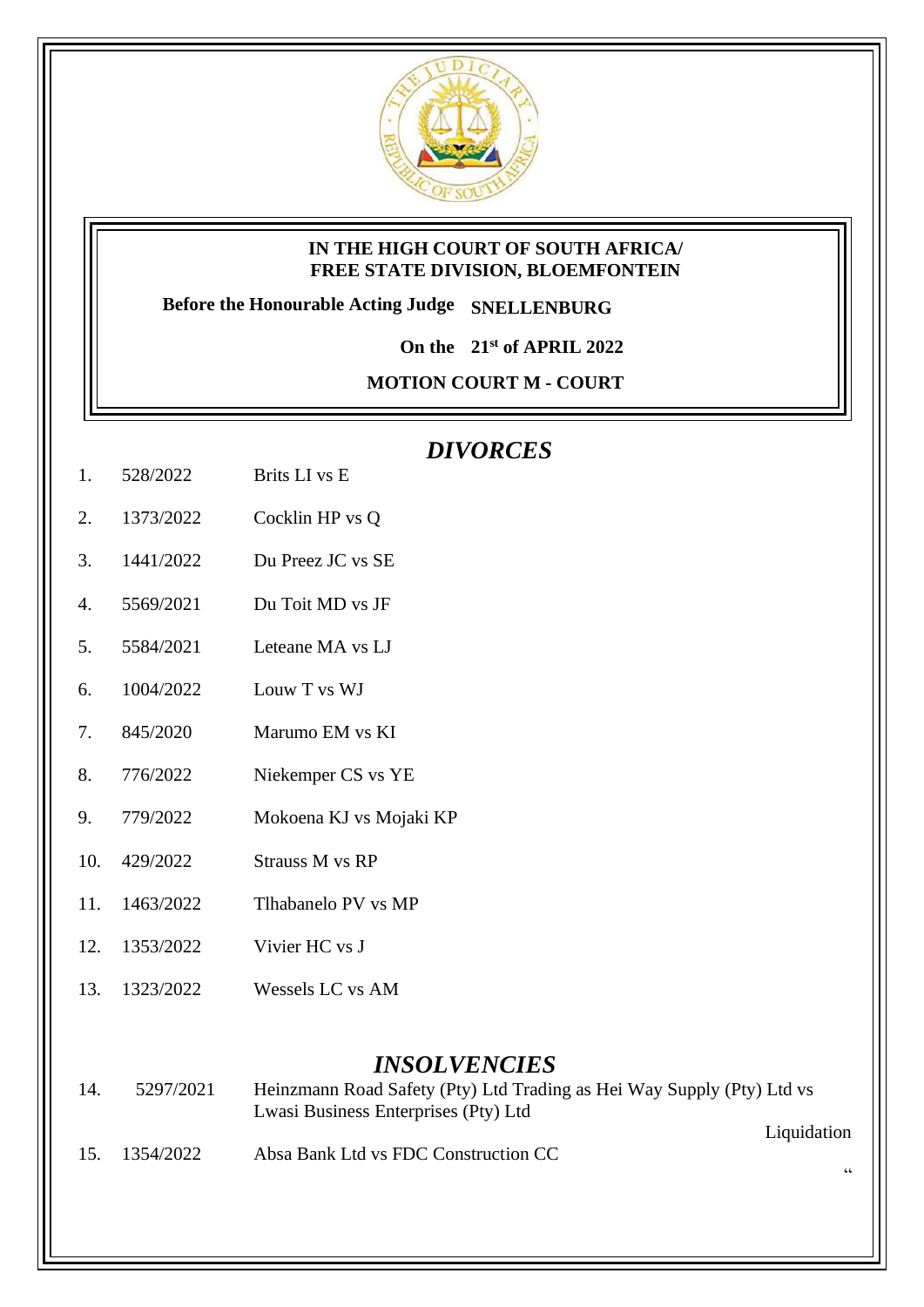**IN THE HIGH COURT OF SOUTH AFRICA/**
**FREE STATE DIVISION, BLOEMFONTEIN**

**Before the Honourable Acting Judge SNELLENBURG**

**On the 21st of APRIL 2022**

**MOTION COURT M - COURT**

## *DIVORCES*

| | | |
|---|---|---|
| 1. | 528/2022 | Brits LI vs E |
| 2. | 1373/2022 | Cocklin HP vs Q |
| 3. | 1441/2022 | Du Preez JC vs SE |
| 4. | 5569/2021 | Du Toit MD vs JF |
| 5. | 5584/2021 | Leteane MA vs LJ |
| 6. | 1004/2022 | Louw T vs WJ |
| 7. | 845/2020 | Marumo EM vs KI |
| 8. | 776/2022 | Niekemper CS vs YE |
| 9. | 779/2022 | Mokoena KJ vs Mojaki KP |
| 10. | 429/2022 | Strauss M vs RP |
| 11. | 1463/2022 | Tlhabanelo PV vs MP |
| 12. | 1353/2022 | Vivier HC vs J |
| 13. | 1323/2022 | Wessels LC vs AM |

## *INSOLVENCIES*

| | | | |
|---|---|---|---|
| 14. | 5297/2021 | Heinzmann Road Safety (Pty) Ltd Trading as Hei Way Supply (Pty) Ltd vs Lwasi Business Enterprises (Pty) Ltd | Liquidation |
| 15. | 1354/2022 | Absa Bank Ltd vs FDC Construction CC | " |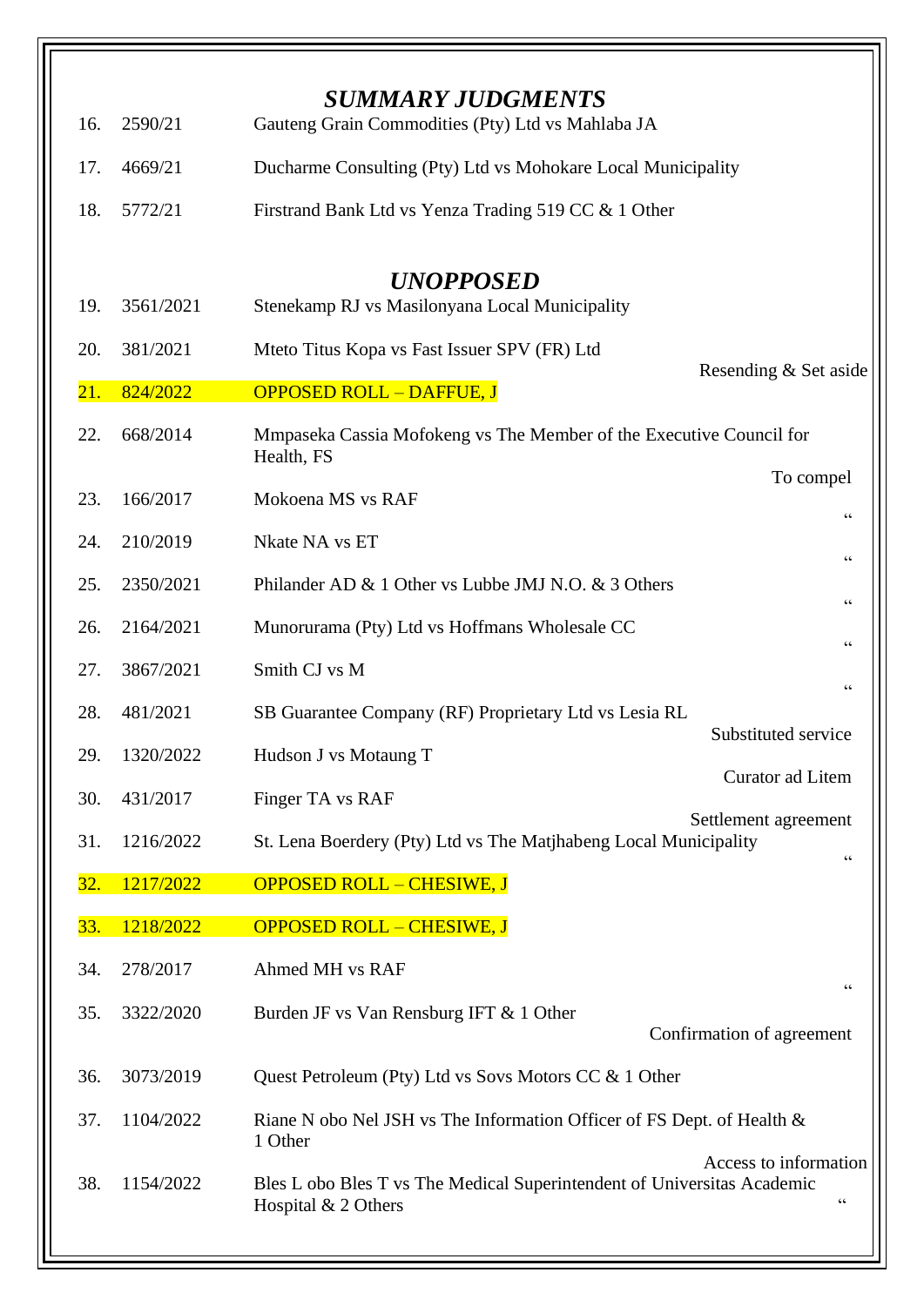## *SUMMARY JUDGMENTS*

| No. | Case No. | Parties | |
|---|---|---|---|
| 16. | 2590/21 | Gauteng Grain Commodities (Pty) Ltd vs Mahlaba JA | |
| 17. | 4669/21 | Ducharme Consulting (Pty) Ltd vs Mohokare Local Municipality | |
| 18. | 5772/21 | Firstrand Bank Ltd vs Yenza Trading 519 CC & 1 Other | |

## *UNOPPOSED*

| No. | Case No. | Parties | |
|---|---|---|---|
| 19. | 3561/2021 | Stenekamp RJ vs Masilonyana Local Municipality | |
| 20. | 381/2021 | Mteto Titus Kopa vs Fast Issuer SPV (FR) Ltd | Resending & Set aside |
| 21. | 824/2022 | OPPOSED ROLL – DAFFUE, J | |
| 22. | 668/2014 | Mmpaseka Cassia Mofokeng vs The Member of the Executive Council for Health, FS | To compel |
| 23. | 166/2017 | Mokoena MS vs RAF | " |
| 24. | 210/2019 | Nkate NA vs ET | " |
| 25. | 2350/2021 | Philander AD & 1 Other vs Lubbe JMJ N.O. & 3 Others | " |
| 26. | 2164/2021 | Munorurama (Pty) Ltd vs Hoffmans Wholesale CC | " |
| 27. | 3867/2021 | Smith CJ vs M | " |
| 28. | 481/2021 | SB Guarantee Company (RF) Proprietary Ltd vs Lesia RL | Substituted service |
| 29. | 1320/2022 | Hudson J vs Motaung T | Curator ad Litem |
| 30. | 431/2017 | Finger TA vs RAF | Settlement agreement |
| 31. | 1216/2022 | St. Lena Boerdery (Pty) Ltd vs The Matjhabeng Local Municipality | " |
| 32. | 1217/2022 | OPPOSED ROLL – CHESIWE, J | |
| 33. | 1218/2022 | OPPOSED ROLL – CHESIWE, J | |
| 34. | 278/2017 | Ahmed MH vs RAF | " |
| 35. | 3322/2020 | Burden JF vs Van Rensburg IFT & 1 Other | Confirmation of agreement |
| 36. | 3073/2019 | Quest Petroleum (Pty) Ltd vs Sovs Motors CC & 1 Other | |
| 37. | 1104/2022 | Riane N obo Nel JSH vs The Information Officer of FS Dept. of Health & 1 Other | Access to information |
| 38. | 1154/2022 | Bles L obo Bles T vs The Medical Superintendent of Universitas Academic Hospital & 2 Others | " |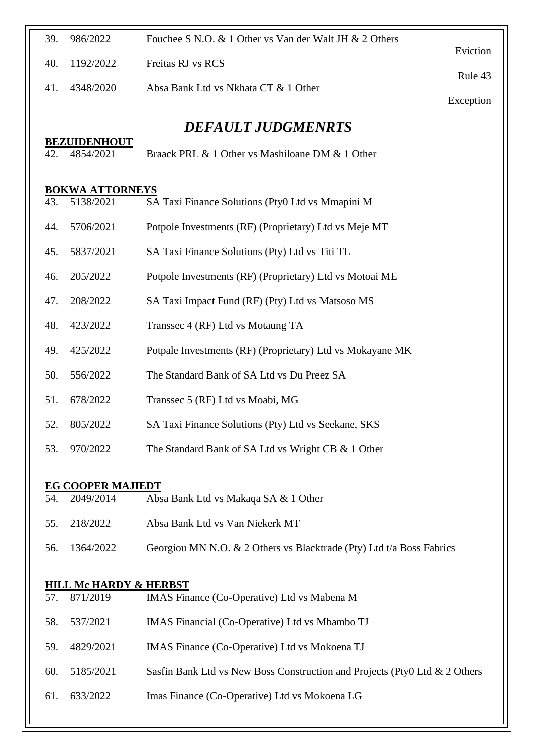| | | | |
|---|---|---|---|
| 39. | 986/2022 | Fouchee S N.O. & 1 Other vs Van der Walt JH & 2 Others | Eviction |
| 40. | 1192/2022 | Freitas RJ vs RCS | Rule 43 |
| 41. | 4348/2020 | Absa Bank Ltd vs Nkhata CT & 1 Other | Exception |

## *DEFAULT JUDGMENRTS*

**BEZUIDENHOUT**

42. 4854/2021 Braack PRL & 1 Other vs Mashiloane DM & 1 Other

**BOKWA ATTORNEYS**

43. 5138/2021 SA Taxi Finance Solutions (Pty0 Ltd vs Mmapini M

44. 5706/2021 Potpole Investments (RF) (Proprietary) Ltd vs Meje MT

45. 5837/2021 SA Taxi Finance Solutions (Pty) Ltd vs Titi TL

46. 205/2022 Potpole Investments (RF) (Proprietary) Ltd vs Motoai ME

47. 208/2022 SA Taxi Impact Fund (RF) (Pty) Ltd vs Matsoso MS

48. 423/2022 Transsec 4 (RF) Ltd vs Motaung TA

49. 425/2022 Potpale Investments (RF) (Proprietary) Ltd vs Mokayane MK

50. 556/2022 The Standard Bank of SA Ltd vs Du Preez SA

51. 678/2022 Transsec 5 (RF) Ltd vs Moabi, MG

52. 805/2022 SA Taxi Finance Solutions (Pty) Ltd vs Seekane, SKS

53. 970/2022 The Standard Bank of SA Ltd vs Wright CB & 1 Other

**EG COOPER MAJIEDT**

54. 2049/2014 Absa Bank Ltd vs Makaqa SA & 1 Other

55. 218/2022 Absa Bank Ltd vs Van Niekerk MT

56. 1364/2022 Georgiou MN N.O. & 2 Others vs Blacktrade (Pty) Ltd t/a Boss Fabrics

**HILL Mc HARDY & HERBST**

57. 871/2019 IMAS Finance (Co-Operative) Ltd vs Mabena M

58. 537/2021 IMAS Financial (Co-Operative) Ltd vs Mbambo TJ

59. 4829/2021 IMAS Finance (Co-Operative) Ltd vs Mokoena TJ

60. 5185/2021 Sasfin Bank Ltd vs New Boss Construction and Projects (Pty0 Ltd & 2 Others

61. 633/2022 Imas Finance (Co-Operative) Ltd vs Mokoena LG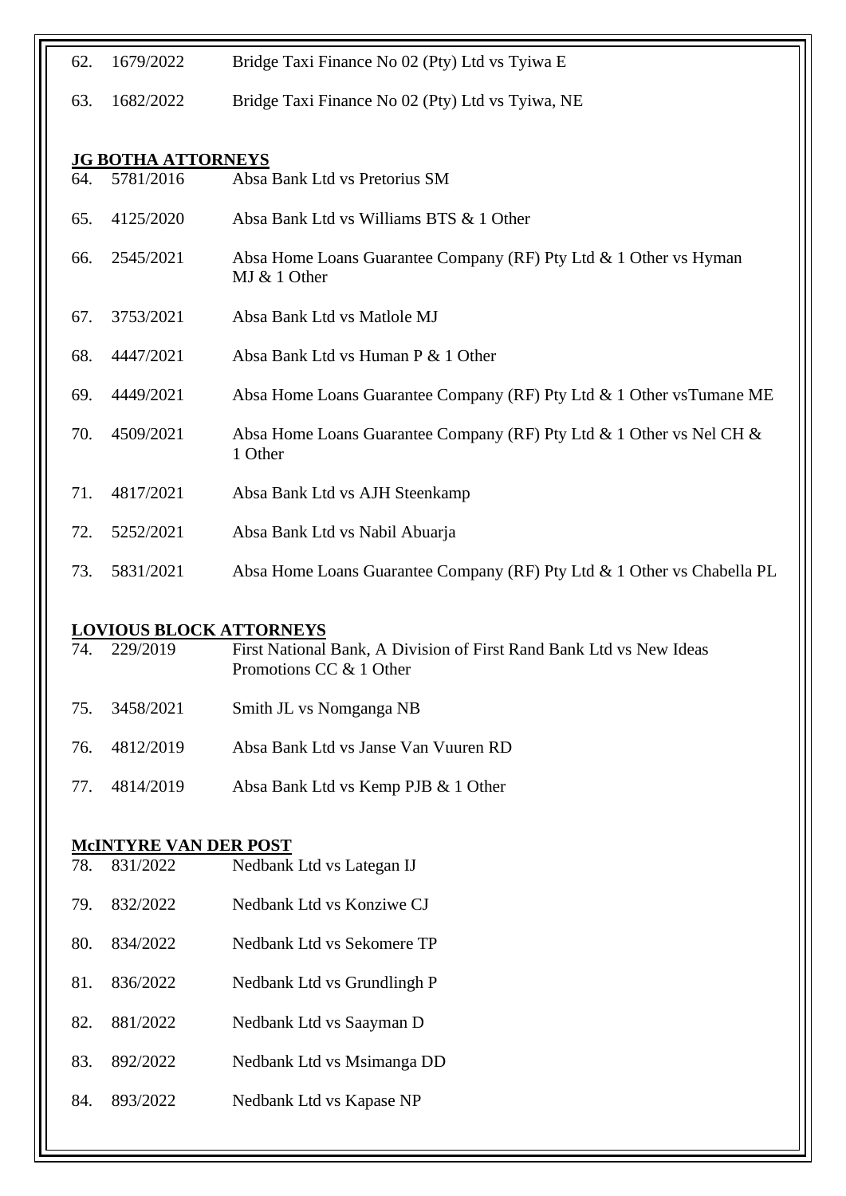62. 1679/2022 Bridge Taxi Finance No 02 (Pty) Ltd vs Tyiwa E

63. 1682/2022 Bridge Taxi Finance No 02 (Pty) Ltd vs Tyiwa, NE

**JG BOTHA ATTORNEYS**

64. 5781/2016 Absa Bank Ltd vs Pretorius SM

65. 4125/2020 Absa Bank Ltd vs Williams BTS & 1 Other

66. 2545/2021 Absa Home Loans Guarantee Company (RF) Pty Ltd & 1 Other vs Hyman MJ & 1 Other

67. 3753/2021 Absa Bank Ltd vs Matlole MJ

68. 4447/2021 Absa Bank Ltd vs Human P & 1 Other

69. 4449/2021 Absa Home Loans Guarantee Company (RF) Pty Ltd & 1 Other vsTumane ME

70. 4509/2021 Absa Home Loans Guarantee Company (RF) Pty Ltd & 1 Other vs Nel CH & 1 Other

71. 4817/2021 Absa Bank Ltd vs AJH Steenkamp

72. 5252/2021 Absa Bank Ltd vs Nabil Abuarja

73. 5831/2021 Absa Home Loans Guarantee Company (RF) Pty Ltd & 1 Other vs Chabella PL

**LOVIOUS BLOCK ATTORNEYS**

74. 229/2019 First National Bank, A Division of First Rand Bank Ltd vs New Ideas Promotions CC & 1 Other

75. 3458/2021 Smith JL vs Nomganga NB

76. 4812/2019 Absa Bank Ltd vs Janse Van Vuuren RD

77. 4814/2019 Absa Bank Ltd vs Kemp PJB & 1 Other

**McINTYRE VAN DER POST**

78. 831/2022 Nedbank Ltd vs Lategan IJ

79. 832/2022 Nedbank Ltd vs Konziwe CJ

80. 834/2022 Nedbank Ltd vs Sekomere TP

81. 836/2022 Nedbank Ltd vs Grundlingh P

82. 881/2022 Nedbank Ltd vs Saayman D

83. 892/2022 Nedbank Ltd vs Msimanga DD

84. 893/2022 Nedbank Ltd vs Kapase NP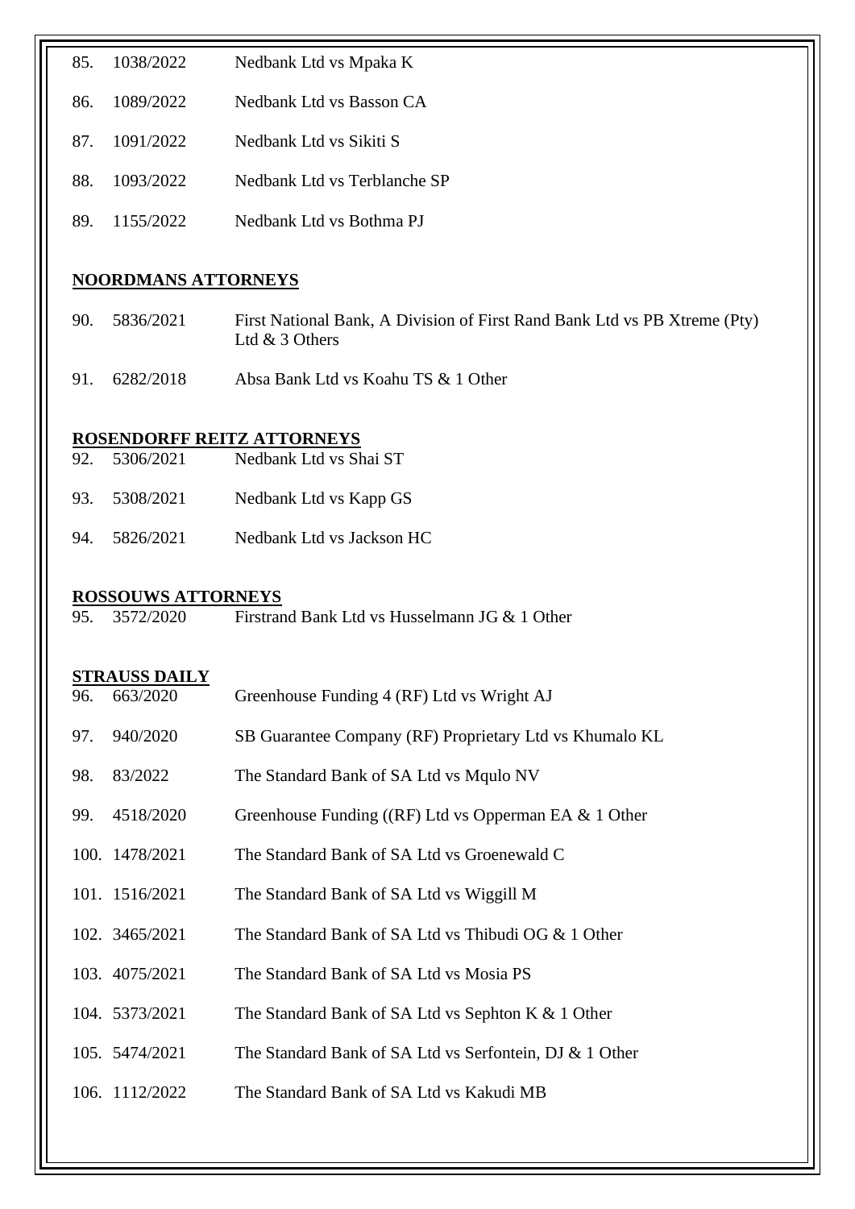85. 1038/2022 Nedbank Ltd vs Mpaka K

86. 1089/2022 Nedbank Ltd vs Basson CA

87. 1091/2022 Nedbank Ltd vs Sikiti S

88. 1093/2022 Nedbank Ltd vs Terblanche SP

89. 1155/2022 Nedbank Ltd vs Bothma PJ

**NOORDMANS ATTORNEYS**

90. 5836/2021 First National Bank, A Division of First Rand Bank Ltd vs PB Xtreme (Pty) Ltd & 3 Others

91. 6282/2018 Absa Bank Ltd vs Koahu TS & 1 Other

**ROSENDORFF REITZ ATTORNEYS**

92. 5306/2021 Nedbank Ltd vs Shai ST

93. 5308/2021 Nedbank Ltd vs Kapp GS

94. 5826/2021 Nedbank Ltd vs Jackson HC

**ROSSOUWS ATTORNEYS**

95. 3572/2020 Firstrand Bank Ltd vs Husselmann JG & 1 Other

**STRAUSS DAILY**

96. 663/2020 Greenhouse Funding 4 (RF) Ltd vs Wright AJ

97. 940/2020 SB Guarantee Company (RF) Proprietary Ltd vs Khumalo KL

98. 83/2022 The Standard Bank of SA Ltd vs Mqulo NV

99. 4518/2020 Greenhouse Funding ((RF) Ltd vs Opperman EA & 1 Other

100. 1478/2021 The Standard Bank of SA Ltd vs Groenewald C

101. 1516/2021 The Standard Bank of SA Ltd vs Wiggill M

102. 3465/2021 The Standard Bank of SA Ltd vs Thibudi OG & 1 Other

103. 4075/2021 The Standard Bank of SA Ltd vs Mosia PS

104. 5373/2021 The Standard Bank of SA Ltd vs Sephton K & 1 Other

105. 5474/2021 The Standard Bank of SA Ltd vs Serfontein, DJ & 1 Other

106. 1112/2022 The Standard Bank of SA Ltd vs Kakudi MB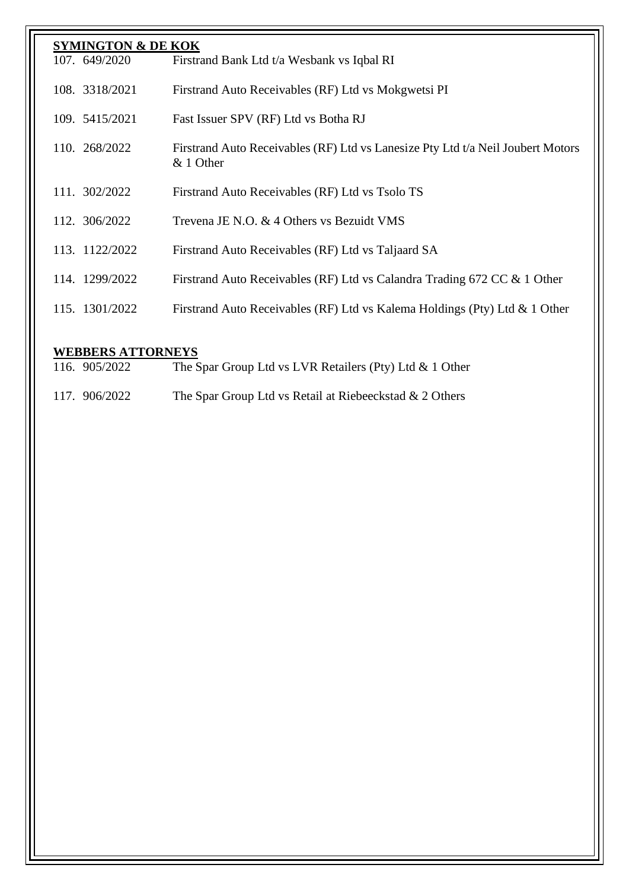**SYMINGTON & DE KOK**

| | | |
|---|---|---|
| 107. | 649/2020 | Firstrand Bank Ltd t/a Wesbank vs Iqbal RI |
| 108. | 3318/2021 | Firstrand Auto Receivables (RF) Ltd vs Mokgwetsi PI |
| 109. | 5415/2021 | Fast Issuer SPV (RF) Ltd vs Botha RJ |
| 110. | 268/2022 | Firstrand Auto Receivables (RF) Ltd vs Lanesize Pty Ltd t/a Neil Joubert Motors & 1 Other |
| 111. | 302/2022 | Firstrand Auto Receivables (RF) Ltd vs Tsolo TS |
| 112. | 306/2022 | Trevena JE N.O. & 4 Others vs Bezuidt VMS |
| 113. | 1122/2022 | Firstrand Auto Receivables (RF) Ltd vs Taljaard SA |
| 114. | 1299/2022 | Firstrand Auto Receivables (RF) Ltd vs Calandra Trading 672 CC & 1 Other |
| 115. | 1301/2022 | Firstrand Auto Receivables (RF) Ltd vs Kalema Holdings (Pty) Ltd & 1 Other |

**WEBBERS ATTORNEYS**

| | | |
|---|---|---|
| 116. | 905/2022 | The Spar Group Ltd vs LVR Retailers (Pty) Ltd & 1 Other |
| 117. | 906/2022 | The Spar Group Ltd vs Retail at Riebeeckstad & 2 Others |